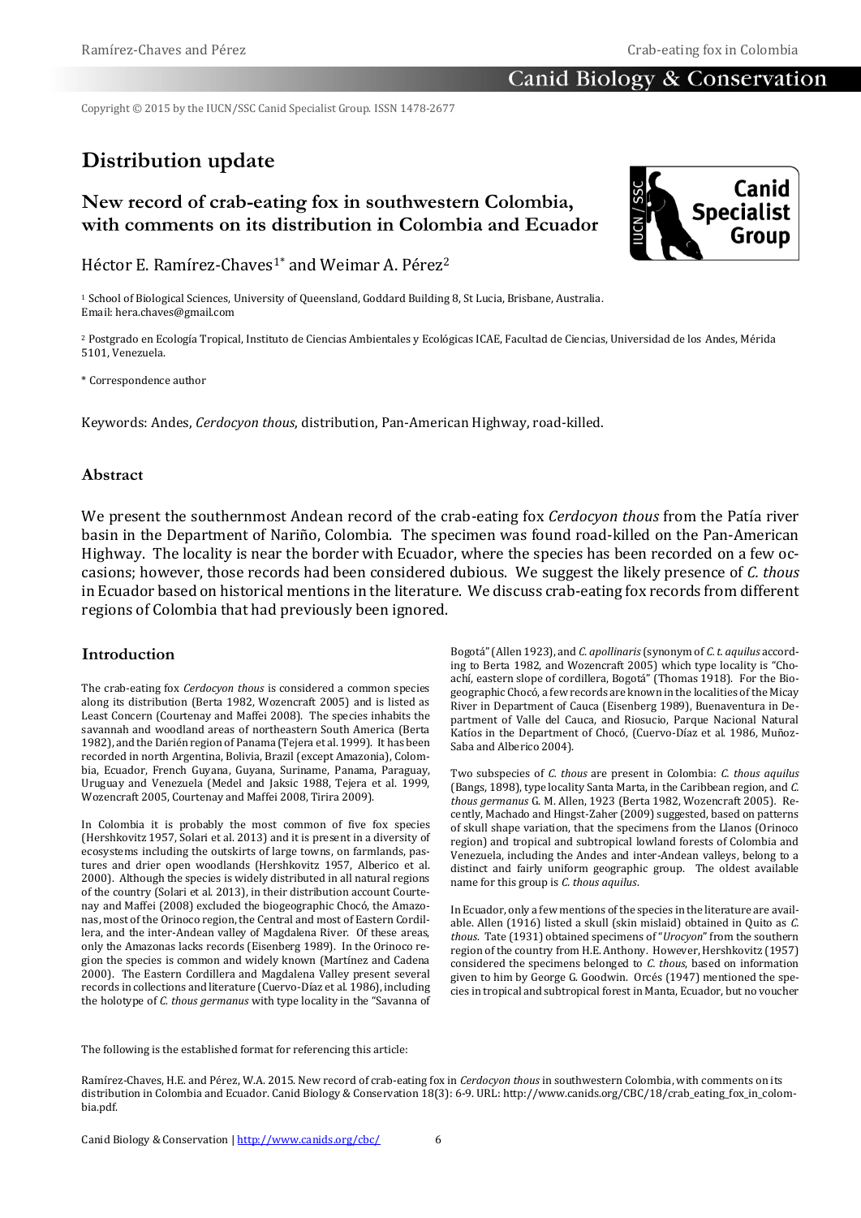Copyright © 2015 by the IUCN/SSC Canid Specialist Group. ISSN 1478-2677

# Distribution update

## New record of crab-eating fox in southwestern Colombia, with comments on its distribution in Colombia and Ecuador

Héctor E. Ramírez-Chaves[1*] and Weimar A. Pérez[2]

[1] School of Biological Sciences, University of Queensland, Goddard Building 8, St Lucia, Brisbane, Australia. Email: hera.chaves@gmail.com

[2] Postgrado en Ecología Tropical, Instituto de Ciencias Ambientales y Ecológicas ICAE, Facultad de Ciencias, Universidad de los Andes, Mérida 5101, Venezuela.

* Correspondence author

Keywords: Andes, *Cerdocyon thous*, distribution, Pan-American Highway, road-killed.

### Abstract

We present the southernmost Andean record of the crab-eating fox *Cerdocyon thous* from the Patía river basin in the Department of Nariño, Colombia. The specimen was found road-killed on the Pan-American Highway. The locality is near the border with Ecuador, where the species has been recorded on a few occasions; however, those records had been considered dubious. We suggest the likely presence of *C. thous* in Ecuador based on historical mentions in the literature. We discuss crab-eating fox records from different regions of Colombia that had previously been ignored.

### Introduction

The crab-eating fox *Cerdocyon thous* is considered a common species along its distribution (Berta 1982, Wozencraft 2005) and is listed as Least Concern (Courtenay and Maffei 2008). The species inhabits the savannah and woodland areas of northeastern South America (Berta 1982), and the Darién region of Panama (Tejera et al. 1999). It has been recorded in north Argentina, Bolivia, Brazil (except Amazonia), Colombia, Ecuador, French Guyana, Guyana, Suriname, Panama, Paraguay, Uruguay and Venezuela (Medel and Jaksic 1988, Tejera et al. 1999, Wozencraft 2005, Courtenay and Maffei 2008, Tirira 2009).

In Colombia it is probably the most common of five fox species (Hershkovitz 1957, Solari et al. 2013) and it is present in a diversity of ecosystems including the outskirts of large towns, on farmlands, pastures and drier open woodlands (Hershkovitz 1957, Alberico et al. 2000). Although the species is widely distributed in all natural regions of the country (Solari et al. 2013), in their distribution account Courtenay and Maffei (2008) excluded the biogeographic Chocó, the Amazonas, most of the Orinoco region, the Central and most of Eastern Cordillera, and the inter-Andean valley of Magdalena River. Of these areas, only the Amazonas lacks records (Eisenberg 1989). In the Orinoco region the species is common and widely known (Martínez and Cadena 2000). The Eastern Cordillera and Magdalena Valley present several records in collections and literature (Cuervo-Díaz et al. 1986), including the holotype of *C. thous germanus* with type locality in the "Savanna of Bogotá" (Allen 1923), and *C. apollinaris* (synonym of *C. t. aquilus* according to Berta 1982, and Wozencraft 2005) which type locality is "Choachí, eastern slope of cordillera, Bogotá" (Thomas 1918). For the Biogeographic Chocó, a few records are known in the localities of the Micay River in Department of Cauca (Eisenberg 1989), Buenaventura in Department of Valle del Cauca, and Riosucio, Parque Nacional Natural Katíos in the Department of Chocó, (Cuervo-Díaz et al. 1986, Muñoz-Saba and Alberico 2004).

Two subspecies of *C. thous* are present in Colombia: *C. thous aquilus* (Bangs, 1898), type locality Santa Marta, in the Caribbean region, and *C. thous germanus* G. M. Allen, 1923 (Berta 1982, Wozencraft 2005). Recently, Machado and Hingst-Zaher (2009) suggested, based on patterns of skull shape variation, that the specimens from the Llanos (Orinoco region) and tropical and subtropical lowland forests of Colombia and Venezuela, including the Andes and inter-Andean valleys, belong to a distinct and fairly uniform geographic group. The oldest available name for this group is *C. thous aquilus*.

In Ecuador, only a few mentions of the species in the literature are available. Allen (1916) listed a skull (skin mislaid) obtained in Quito as *C. thous*. Tate (1931) obtained specimens of "*Urocyon*" from the southern region of the country from H.E. Anthony. However, Hershkovitz (1957) considered the specimens belonged to *C. thous*, based on information given to him by George G. Goodwin. Orcés (1947) mentioned the species in tropical and subtropical forest in Manta, Ecuador, but no voucher

The following is the established format for referencing this article:

Ramírez-Chaves, H.E. and Pérez, W.A. 2015. New record of crab-eating fox in *Cerdocyon thous* in southwestern Colombia, with comments on its distribution in Colombia and Ecuador. Canid Biology & Conservation 18(3): 6-9. URL: http://www.canids.org/CBC/18/crab_eating_fox_in_colombia.pdf.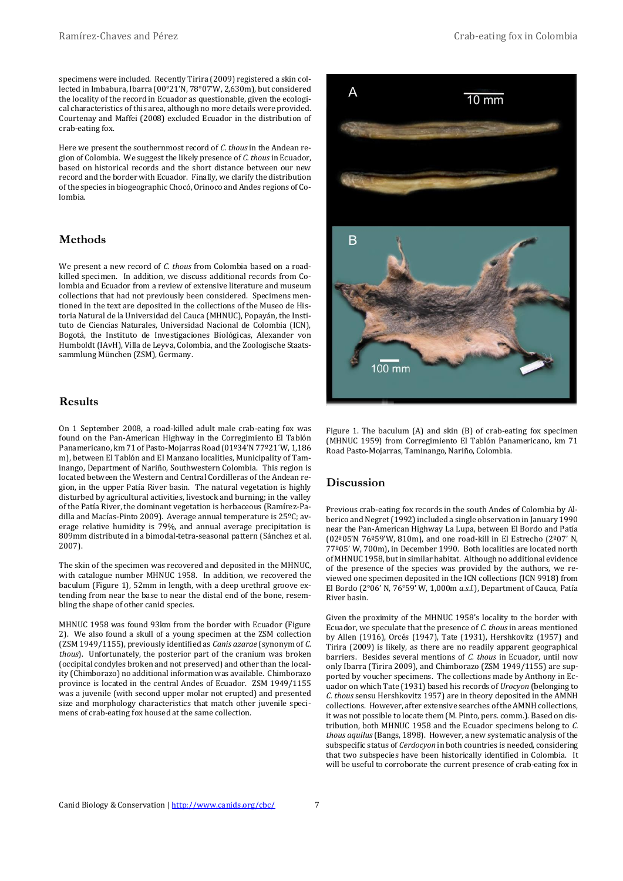specimens were included. Recently Tirira (2009) registered a skin collected in Imbabura, Ibarra (00°21'N, 78°07'W, 2,630m), but considered the locality of the record in Ecuador as questionable, given the ecological characteristics of this area, although no more details were provided. Courtenay and Maffei (2008) excluded Ecuador in the distribution of crab-eating fox.

Here we present the southernmost record of *C. thous* in the Andean region of Colombia. We suggest the likely presence of *C. thous* in Ecuador, based on historical records and the short distance between our new record and the border with Ecuador. Finally, we clarify the distribution of the species in biogeographic Chocó, Orinoco and Andes regions of Colombia.

## Methods

We present a new record of *C. thous* from Colombia based on a road-killed specimen. In addition, we discuss additional records from Colombia and Ecuador from a review of extensive literature and museum collections that had not previously been considered. Specimens mentioned in the text are deposited in the collections of the Museo de Historia Natural de la Universidad del Cauca (MHNUC), Popayán, the Instituto de Ciencias Naturales, Universidad Nacional de Colombia (ICN), Bogotá, the Instituto de Investigaciones Biológicas, Alexander von Humboldt (IAvH), Villa de Leyva, Colombia, and the Zoologische Staatssammlung München (ZSM), Germany.

## Results

On 1 September 2008, a road-killed adult male crab-eating fox was found on the Pan-American Highway in the Corregimiento El Tablón Panamericano, km 71 of Pasto-Mojarras Road (01º34'N 77º21´W, 1,186 m), between El Tablón and El Manzano localities, Municipality of Taminango, Department of Nariño, Southwestern Colombia. This region is located between the Western and Central Cordilleras of the Andean region, in the upper Patía River basin. The natural vegetation is highly disturbed by agricultural activities, livestock and burning; in the valley of the Patía River, the dominant vegetation is herbaceous (Ramírez-Padilla and Macías-Pinto 2009). Average annual temperature is 25ºC; average relative humidity is 79%, and annual average precipitation is 809mm distributed in a bimodal-tetra-seasonal pattern (Sánchez et al. 2007).

The skin of the specimen was recovered and deposited in the MHNUC, with catalogue number MHNUC 1958. In addition, we recovered the baculum (Figure 1), 52mm in length, with a deep urethral groove extending from near the base to the distal end of the bone, resembling the shape of other canid species.

MHNUC 1958 was found 93km from the border with Ecuador (Figure 2). We also found a skull of a young specimen at the ZSM collection (ZSM 1949/1155), previously identified as *Canis azarae* (synonym of *C. thous*). Unfortunately, the posterior part of the cranium was broken (occipital condyles broken and not preserved) and other than the locality (Chimborazo) no additional information was available. Chimborazo province is located in the central Andes of Ecuador. ZSM 1949/1155 was a juvenile (with second upper molar not erupted) and presented size and morphology characteristics that match other juvenile specimens of crab-eating fox housed at the same collection.

Figure 1. The baculum (A) and skin (B) of crab-eating fox specimen (MHNUC 1959) from Corregimiento El Tablón Panamericano, km 71 Road Pasto-Mojarras, Taminango, Nariño, Colombia.

## Discussion

Previous crab-eating fox records in the south Andes of Colombia by Alberico and Negret (1992) included a single observation in January 1990 near the Pan-American Highway La Lupa, between El Bordo and Patía (02º05'N 76º59'W, 810m), and one road-kill in El Estrecho (2º07' N, 77º05' W, 700m), in December 1990. Both localities are located north of MHNUC 1958, but in similar habitat. Although no additional evidence of the presence of the species was provided by the authors, we reviewed one specimen deposited in the ICN collections (ICN 9918) from El Bordo (2°06' N, 76°59' W, 1,000m *a.s.l.*), Department of Cauca, Patía River basin.

Given the proximity of the MHNUC 1958's locality to the border with Ecuador, we speculate that the presence of *C. thous* in areas mentioned by Allen (1916), Orcés (1947), Tate (1931), Hershkovitz (1957) and Tirira (2009) is likely, as there are no readily apparent geographical barriers. Besides several mentions of *C. thous* in Ecuador, until now only Ibarra (Tirira 2009), and Chimborazo (ZSM 1949/1155) are supported by voucher specimens. The collections made by Anthony in Ecuador on which Tate (1931) based his records of *Urocyon* (belonging to *C. thous* sensu Hershkovitz 1957) are in theory deposited in the AMNH collections. However, after extensive searches of the AMNH collections, it was not possible to locate them (M. Pinto, pers. comm.). Based on distribution, both MHNUC 1958 and the Ecuador specimens belong to *C. thous aquilus* (Bangs, 1898). However, a new systematic analysis of the subspecific status of *Cerdocyon* in both countries is needed, considering that two subspecies have been historically identified in Colombia. It will be useful to corroborate the current presence of crab-eating fox in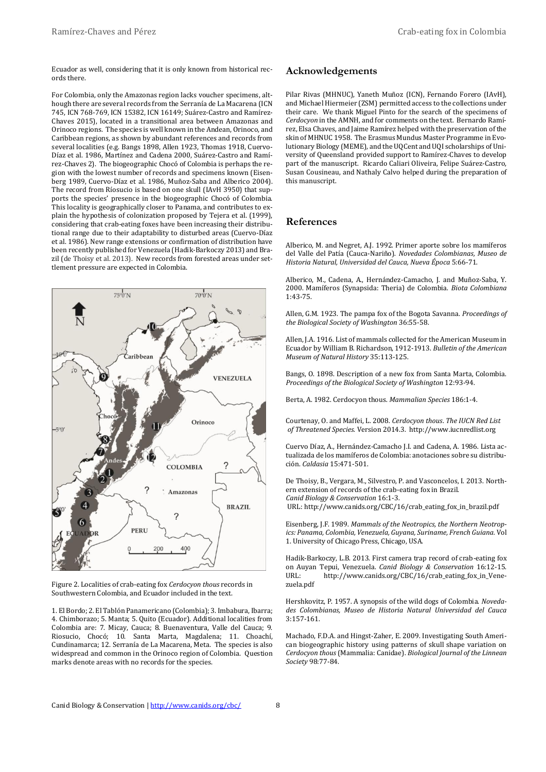Ecuador as well, considering that it is only known from historical records there.

For Colombia, only the Amazonas region lacks voucher specimens, although there are several records from the Serranía de La Macarena (ICN 745, ICN 768-769, ICN 15382, ICN 16149; Suárez-Castro and Ramírez-Chaves 2015), located in a transitional area between Amazonas and Orinoco regions. The species is well known in the Andean, Orinoco, and Caribbean regions, as shown by abundant references and records from several localities (e.g. Bangs 1898, Allen 1923, Thomas 1918, Cuervo-Díaz et al. 1986, Martínez and Cadena 2000, Suárez-Castro and Ramírez-Chaves 2). The biogeographic Chocó of Colombia is perhaps the region with the lowest number of records and specimens known (Eisenberg 1989, Cuervo-Díaz et al. 1986, Muñoz-Saba and Alberico 2004). The record from Ríosucio is based on one skull (IAvH 3950) that supports the species' presence in the biogeographic Chocó of Colombia. This locality is geographically closer to Panama, and contributes to explain the hypothesis of colonization proposed by Tejera et al. (1999), considering that crab-eating foxes have been increasing their distributional range due to their adaptability to disturbed areas (Cuervo-Díaz et al. 1986). New range extensions or confirmation of distribution have been recently published for Venezuela (Hadik-Barkoczy 2013) and Brazil (de Thoisy et al. 2013). New records from forested areas under settlement pressure are expected in Colombia.

Figure 2. Localities of crab-eating fox *Cerdocyon thous* records in Southwestern Colombia, and Ecuador included in the text.

1. El Bordo; 2. El Tablón Panamericano (Colombia); 3. Imbabura, Ibarra; 4. Chimborazo; 5. Manta; 5. Quito (Ecuador). Additional localities from Colombia are: 7. Micay, Cauca; 8. Buenaventura, Valle del Cauca; 9. Riosucio, Chocó; 10. Santa Marta, Magdalena; 11. Choachí, Cundinamarca; 12. Serranía de La Macarena, Meta. The species is also widespread and common in the Orinoco region of Colombia. Question marks denote areas with no records for the species.

## Acknowledgements

Pilar Rivas (MHNUC), Yaneth Muñoz (ICN), Fernando Forero (IAvH), and Michael Hiermeier (ZSM) permitted access to the collections under their care. We thank Miguel Pinto for the search of the specimens of *Cerdocyon* in the AMNH, and for comments on the text. Bernardo Ramírez, Elsa Chaves, and Jaime Ramírez helped with the preservation of the skin of MHNUC 1958. The Erasmus Mundus Master Programme in Evolutionary Biology (MEME), and the UQCent and UQI scholarships of University of Queensland provided support to Ramírez-Chaves to develop part of the manuscript. Ricardo Caliari Oliveira, Felipe Suárez-Castro, Susan Cousineau, and Nathaly Calvo helped during the preparation of this manuscript.

## References

Alberico, M. and Negret, A.J. 1992. Primer aporte sobre los mamíferos del Valle del Patía (Cauca-Nariño). *Novedades Colombianas, Museo de Historia Natural, Universidad del Cauca, Nueva Época* 5:66-71.

Alberico, M., Cadena, A., Hernández-Camacho, J. and Muñoz-Saba, Y. 2000. Mamíferos (Synapsida: Theria) de Colombia. *Biota Colombiana* 1:43-75.

Allen, G.M. 1923. The pampa fox of the Bogota Savanna. *Proceedings of the Biological Society of Washington* 36:55-58.

Allen, J.A. 1916. List of mammals collected for the American Museum in Ecuador by William B. Richardson, 1912-1913. *Bulletin of the American Museum of Natural History* 35:113-125.

Bangs, O. 1898. Description of a new fox from Santa Marta, Colombia. *Proceedings of the Biological Society of Washington* 12:93-94.

Berta, A. 1982. Cerdocyon thous. *Mammalian Species* 186:1-4.

Courtenay, O. and Maffei, L. 2008. *Cerdocyon thous*. *The IUCN Red List of Threatened Species.* Version 2014.3. http://www.iucnredlist.org

Cuervo Díaz, A., Hernández-Camacho J.I. and Cadena, A. 1986. Lista actualizada de los mamíferos de Colombia: anotaciones sobre su distribución. *Caldasia* 15:471-501.

De Thoisy, B., Vergara, M., Silvestro, P. and Vasconcelos, I. 2013. Northern extension of records of the crab-eating fox in Brazil. *Canid Biology & Conservation* 16:1-3.
URL: http://www.canids.org/CBC/16/crab_eating_fox_in_brazil.pdf

Eisenberg, J.F. 1989. *Mammals of the Neotropics, the Northern Neotropics: Panama, Colombia, Venezuela, Guyana, Suriname, French Guiana.* Vol 1. University of Chicago Press, Chicago, USA.

Hadik-Barkoczy, L.B. 2013. First camera trap record of crab-eating fox on Auyan Tepui, Venezuela. *Canid Biology & Conservation* 16:12-15. URL: http://www.canids.org/CBC/16/crab_eating_fox_in_Venezuela.pdf

Hershkovitz, P. 1957. A synopsis of the wild dogs of Colombia. *Novedades Colombianas, Museo de Historia Natural Universidad del Cauca* 3:157-161.

Machado, F.D.A. and Hingst-Zaher, E. 2009. Investigating South American biogeographic history using patterns of skull shape variation on *Cerdocyon thous* (Mammalia: Canidae). *Biological Journal of the Linnean Society* 98:77-84.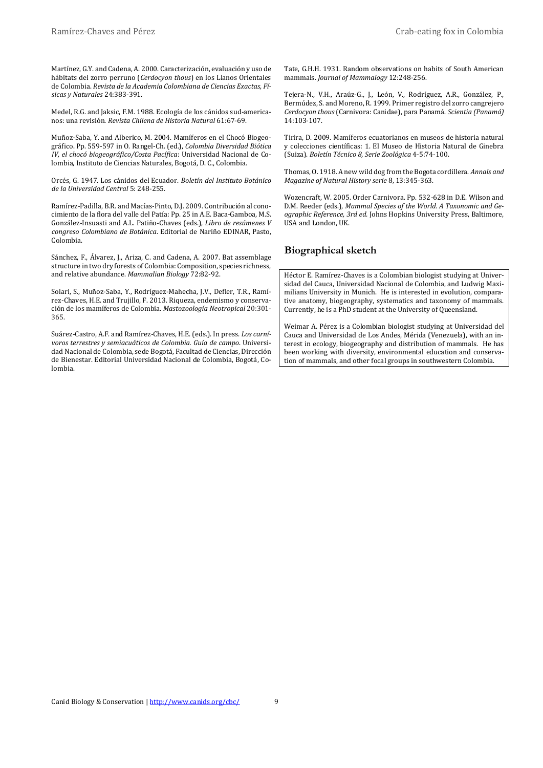Martínez, G.Y. and Cadena, A. 2000. Caracterización, evaluación y uso de hábitats del zorro perruno (*Cerdocyon thous*) en los Llanos Orientales de Colombia. *Revista de la Academia Colombiana de Ciencias Exactas, Físicas y Naturales* 24:383-391.

Medel, R.G. and Jaksic, F.M. 1988. Ecología de los cánidos sud-americanos: una revisión. *Revista Chilena de Historia Natural* 61:67-69.

Muñoz-Saba, Y. and Alberico, M. 2004. Mamíferos en el Chocó Biogeográfico. Pp. 559-597 in O. Rangel-Ch. (ed.), *Colombia Diversidad Biótica IV, el chocó biogeográfico/Costa Pacífica*: Universidad Nacional de Colombia, Instituto de Ciencias Naturales, Bogotá, D. C., Colombia.

Orcés, G. 1947. Los cánidos del Ecuador. *Boletín del Instituto Botánico de la Universidad Central* 5: 248-255.

Ramírez-Padilla, B.R. and Macías-Pinto, D.J. 2009. Contribución al conocimiento de la flora del valle del Patía: Pp. 25 in A.E. Baca-Gamboa, M.S. González-Insuasti and A.L. Patiño-Chaves (eds.), *Libro de resúmenes V congreso Colombiano de Botánica*. Editorial de Nariño EDINAR, Pasto, Colombia.

Sánchez, F., Álvarez, J., Ariza, C. and Cadena, A. 2007. Bat assemblage structure in two dry forests of Colombia: Composition, species richness, and relative abundance. *Mammalian Biology* 72:82-92.

Solari, S., Muñoz-Saba, Y., Rodríguez-Mahecha, J.V., Defler, T.R., Ramírez-Chaves, H.E. and Trujillo, F. 2013. Riqueza, endemismo y conservación de los mamíferos de Colombia. *Mastozoología Neotropical* 20:301-365.

Suárez-Castro, A.F. and Ramírez-Chaves, H.E. (eds.). In press. *Los carnívoros terrestres y semiacuáticos de Colombia. Guía de campo*. Universidad Nacional de Colombia, sede Bogotá, Facultad de Ciencias, Dirección de Bienestar. Editorial Universidad Nacional de Colombia, Bogotá, Colombia.

Tate, G.H.H. 1931. Random observations on habits of South American mammals. *Journal of Mammalogy* 12:248-256.

Tejera-N., V.H., Araúz-G., J., León, V., Rodríguez, A.R., González, P., Bermúdez, S. and Moreno, R. 1999. Primer registro del zorro cangrejero *Cerdocyon thous* (Carnivora: Canidae), para Panamá. *Scientia (Panamá)* 14:103-107.

Tirira, D. 2009. Mamíferos ecuatorianos en museos de historia natural y colecciones científicas: 1. El Museo de Historia Natural de Ginebra (Suiza). *Boletín Técnico 8, Serie Zoológica* 4-5:74-100.

Thomas, O. 1918. A new wild dog from the Bogota cordillera. *Annals and Magazine of Natural History serie* 8, 13:345-363.

Wozencraft, W. 2005. Order Carnivora. Pp. 532-628 in D.E. Wilson and D.M. Reeder (eds.), *Mammal Species of the World. A Taxonomic and Geographic Reference, 3rd ed.* Johns Hopkins University Press, Baltimore, USA and London, UK.

## Biographical sketch

Héctor E. Ramírez-Chaves is a Colombian biologist studying at Universidad del Cauca, Universidad Nacional de Colombia, and Ludwig Maximilians University in Munich. He is interested in evolution, comparative anatomy, biogeography, systematics and taxonomy of mammals. Currently, he is a PhD student at the University of Queensland.

Weimar A. Pérez is a Colombian biologist studying at Universidad del Cauca and Universidad de Los Andes, Mérida (Venezuela), with an interest in ecology, biogeography and distribution of mammals. He has been working with diversity, environmental education and conservation of mammals, and other focal groups in southwestern Colombia.